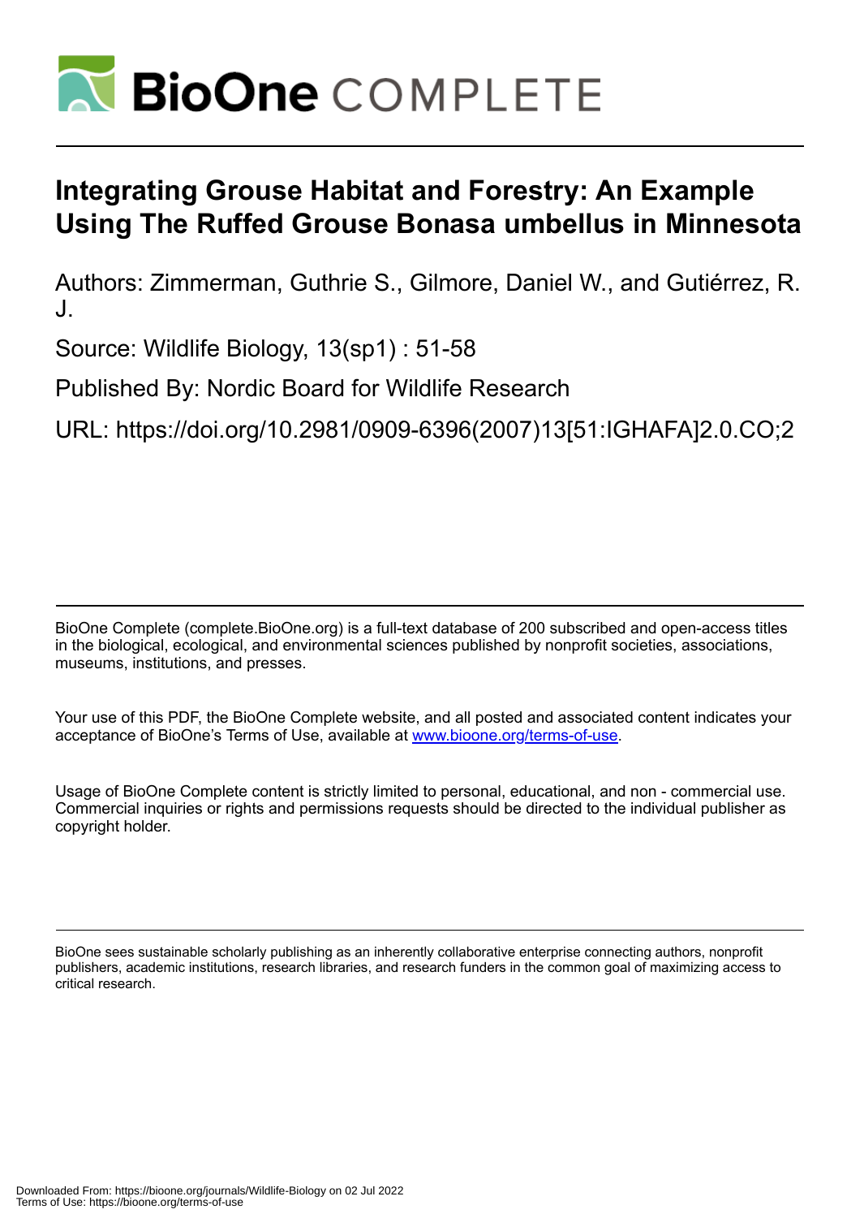# BioOne COMPLETE

# Integrating Grouse Habitat and Forestry: An Example Using The Ruffed Grouse Bonasa umbellus in Minnesota

Authors: Zimmerman, Guthrie S., Gilmore, Daniel W., and Gutiérrez, R. J.

Source: Wildlife Biology, 13(sp1) : 51-58

Published By: Nordic Board for Wildlife Research

URL: https://doi.org/10.2981/0909-6396(2007)13[51:IGHAFA]2.0.CO;2

---

BioOne Complete (complete.BioOne.org) is a full-text database of 200 subscribed and open-access titles in the biological, ecological, and environmental sciences published by nonprofit societies, associations, museums, institutions, and presses.

Your use of this PDF, the BioOne Complete website, and all posted and associated content indicates your acceptance of BioOne's Terms of Use, available at www.bioone.org/terms-of-use.

Usage of BioOne Complete content is strictly limited to personal, educational, and non - commercial use. Commercial inquiries or rights and permissions requests should be directed to the individual publisher as copyright holder.

---

BioOne sees sustainable scholarly publishing as an inherently collaborative enterprise connecting authors, nonprofit publishers, academic institutions, research libraries, and research funders in the common goal of maximizing access to critical research.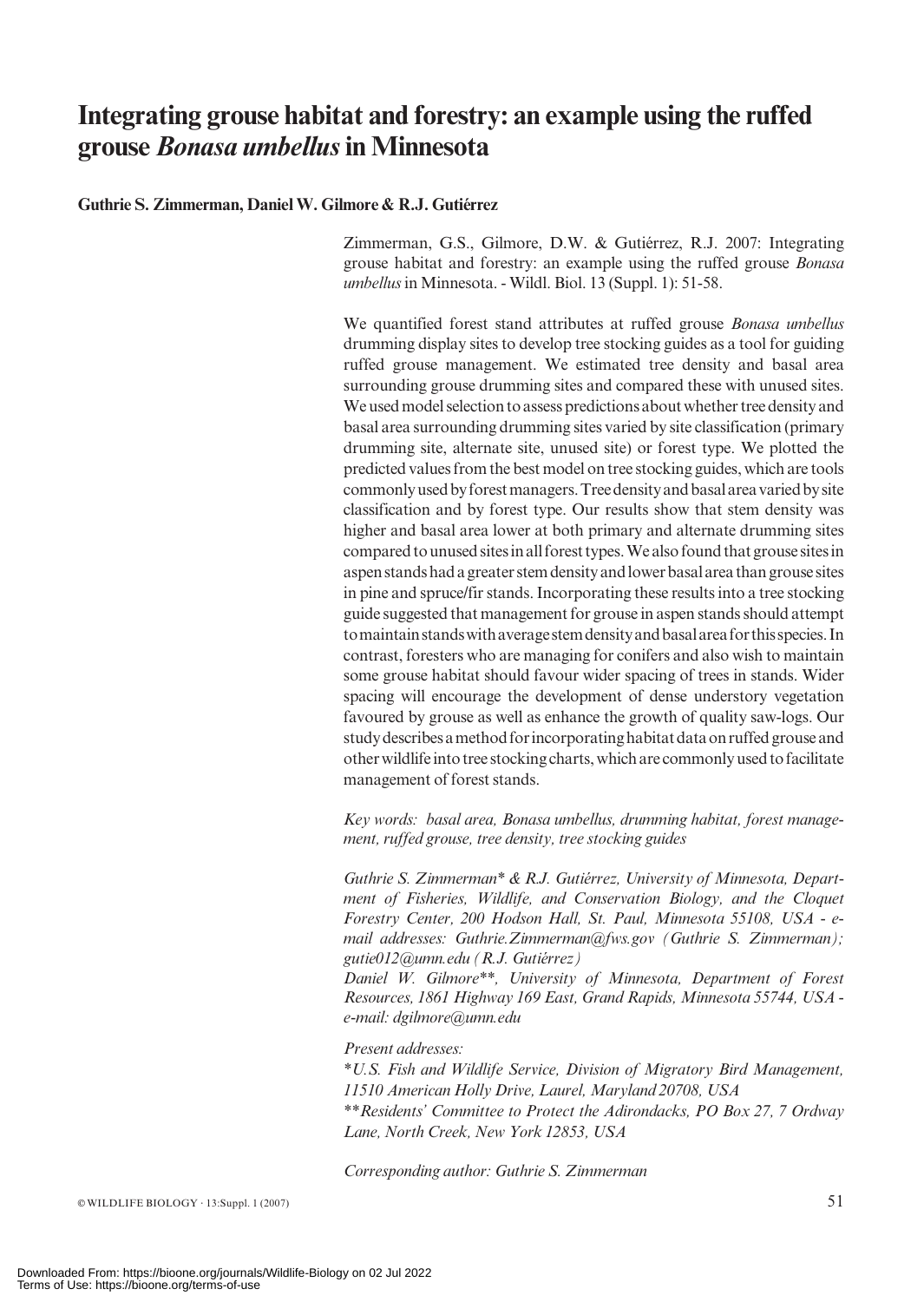# Integrating grouse habitat and forestry: an example using the ruffed grouse *Bonasa umbellus* in Minnesota

**Guthrie S. Zimmerman, Daniel W. Gilmore & R.J. Gutiérrez**

Zimmerman, G.S., Gilmore, D.W. & Gutiérrez, R.J. 2007: Integrating grouse habitat and forestry: an example using the ruffed grouse *Bonasa umbellus* in Minnesota. - Wildl. Biol. 13 (Suppl. 1): 51-58.

We quantified forest stand attributes at ruffed grouse *Bonasa umbellus* drumming display sites to develop tree stocking guides as a tool for guiding ruffed grouse management. We estimated tree density and basal area surrounding grouse drumming sites and compared these with unused sites. We used model selection to assess predictions about whether tree density and basal area surrounding drumming sites varied by site classification (primary drumming site, alternate site, unused site) or forest type. We plotted the predicted values from the best model on tree stocking guides, which are tools commonly used by forest managers. Tree density and basal area varied by site classification and by forest type. Our results show that stem density was higher and basal area lower at both primary and alternate drumming sites compared to unused sites in all forest types. We also found that grouse sites in aspen stands had a greater stem density and lower basal area than grouse sites in pine and spruce/fir stands. Incorporating these results into a tree stocking guide suggested that management for grouse in aspen stands should attempt to maintain stands with average stem density and basal area for this species. In contrast, foresters who are managing for conifers and also wish to maintain some grouse habitat should favour wider spacing of trees in stands. Wider spacing will encourage the development of dense understory vegetation favoured by grouse as well as enhance the growth of quality saw-logs. Our study describes a method for incorporating habitat data on ruffed grouse and other wildlife into tree stocking charts, which are commonly used to facilitate management of forest stands.

*Key words: basal area, Bonasa umbellus, drumming habitat, forest management, ruffed grouse, tree density, tree stocking guides*

*Guthrie S. Zimmerman\* & R.J. Gutiérrez, University of Minnesota, Department of Fisheries, Wildlife, and Conservation Biology, and the Cloquet Forestry Center, 200 Hodson Hall, St. Paul, Minnesota 55108, USA - e-mail addresses: Guthrie.Zimmerman@fws.gov (Guthrie S. Zimmerman); gutie012@umn.edu (R.J. Gutiérrez)*

*Daniel W. Gilmore\*\*, University of Minnesota, Department of Forest Resources, 1861 Highway 169 East, Grand Rapids, Minnesota 55744, USA - e-mail: dgilmore@umn.edu*

*Present addresses:*

*\*U.S. Fish and Wildlife Service, Division of Migratory Bird Management, 11510 American Holly Drive, Laurel, Maryland 20708, USA*

*\*\*Residents' Committee to Protect the Adirondacks, PO Box 27, 7 Ordway Lane, North Creek, New York 12853, USA*

*Corresponding author: Guthrie S. Zimmerman*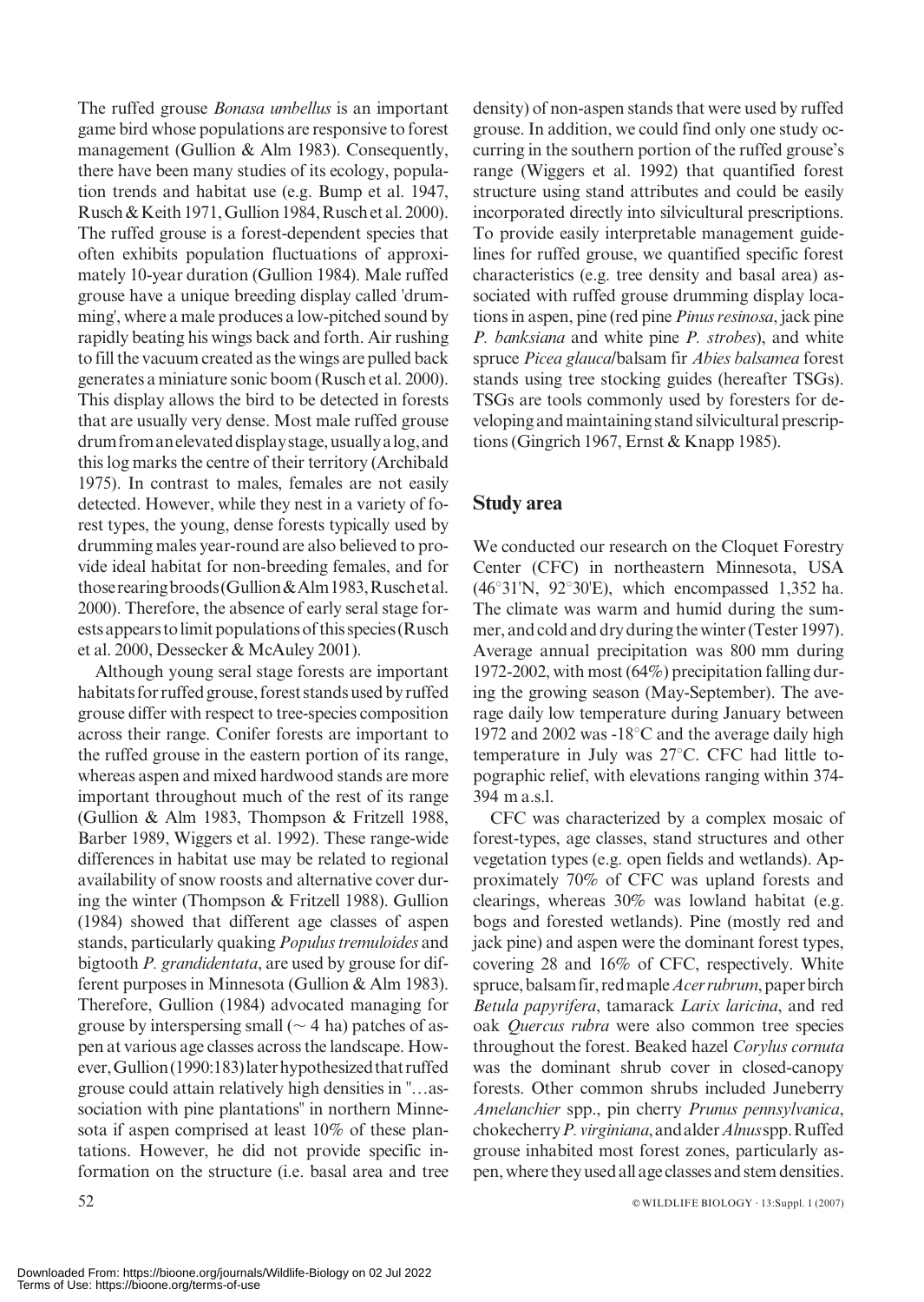The ruffed grouse *Bonasa umbellus* is an important game bird whose populations are responsive to forest management (Gullion & Alm 1983). Consequently, there have been many studies of its ecology, population trends and habitat use (e.g. Bump et al. 1947, Rusch & Keith 1971, Gullion 1984, Rusch et al. 2000). The ruffed grouse is a forest-dependent species that often exhibits population fluctuations of approximately 10-year duration (Gullion 1984). Male ruffed grouse have a unique breeding display called 'drumming', where a male produces a low-pitched sound by rapidly beating his wings back and forth. Air rushing to fill the vacuum created as the wings are pulled back generates a miniature sonic boom (Rusch et al. 2000). This display allows the bird to be detected in forests that are usually very dense. Most male ruffed grouse drum from an elevated display stage, usually a log, and this log marks the centre of their territory (Archibald 1975). In contrast to males, females are not easily detected. However, while they nest in a variety of forest types, the young, dense forests typically used by drumming males year-round are also believed to provide ideal habitat for non-breeding females, and for those rearing broods (Gullion & Alm 1983, Rusch et al. 2000). Therefore, the absence of early seral stage forests appears to limit populations of this species (Rusch et al. 2000, Dessecker & McAuley 2001).

Although young seral stage forests are important habitats for ruffed grouse, forest stands used by ruffed grouse differ with respect to tree-species composition across their range. Conifer forests are important to the ruffed grouse in the eastern portion of its range, whereas aspen and mixed hardwood stands are more important throughout much of the rest of its range (Gullion & Alm 1983, Thompson & Fritzell 1988, Barber 1989, Wiggers et al. 1992). These range-wide differences in habitat use may be related to regional availability of snow roosts and alternative cover during the winter (Thompson & Fritzell 1988). Gullion (1984) showed that different age classes of aspen stands, particularly quaking *Populus tremuloides* and bigtooth *P. grandidentata*, are used by grouse for different purposes in Minnesota (Gullion & Alm 1983). Therefore, Gullion (1984) advocated managing for grouse by interspersing small (~ 4 ha) patches of aspen at various age classes across the landscape. However, Gullion (1990:183) later hypothesized that ruffed grouse could attain relatively high densities in "...association with pine plantations" in northern Minnesota if aspen comprised at least 10% of these plantations. However, he did not provide specific information on the structure (i.e. basal area and tree density) of non-aspen stands that were used by ruffed grouse. In addition, we could find only one study occurring in the southern portion of the ruffed grouse's range (Wiggers et al. 1992) that quantified forest structure using stand attributes and could be easily incorporated directly into silvicultural prescriptions. To provide easily interpretable management guidelines for ruffed grouse, we quantified specific forest characteristics (e.g. tree density and basal area) associated with ruffed grouse drumming display locations in aspen, pine (red pine *Pinus resinosa*, jack pine *P. banksiana* and white pine *P. strobes*), and white spruce *Picea glauca*/balsam fir *Abies balsamea* forest stands using tree stocking guides (hereafter TSGs). TSGs are tools commonly used by foresters for developing and maintaining stand silvicultural prescriptions (Gingrich 1967, Ernst & Knapp 1985).

## Study area

We conducted our research on the Cloquet Forestry Center (CFC) in northeastern Minnesota, USA (46°31'N, 92°30'E), which encompassed 1,352 ha. The climate was warm and humid during the summer, and cold and dry during the winter (Tester 1997). Average annual precipitation was 800 mm during 1972-2002, with most (64%) precipitation falling during the growing season (May-September). The average daily low temperature during January between 1972 and 2002 was -18°C and the average daily high temperature in July was 27°C. CFC had little topographic relief, with elevations ranging within 374-394 m a.s.l.

CFC was characterized by a complex mosaic of forest-types, age classes, stand structures and other vegetation types (e.g. open fields and wetlands). Approximately 70% of CFC was upland forests and clearings, whereas 30% was lowland habitat (e.g. bogs and forested wetlands). Pine (mostly red and jack pine) and aspen were the dominant forest types, covering 28 and 16% of CFC, respectively. White spruce, balsam fir, red maple *Acer rubrum*, paper birch *Betula papyrifera*, tamarack *Larix laricina*, and red oak *Quercus rubra* were also common tree species throughout the forest. Beaked hazel *Corylus cornuta* was the dominant shrub cover in closed-canopy forests. Other common shrubs included Juneberry *Amelanchier* spp., pin cherry *Prunus pennsylvanica*, chokecherry *P. virginiana*, and alder *Alnus* spp. Ruffed grouse inhabited most forest zones, particularly aspen, where they used all age classes and stem densities.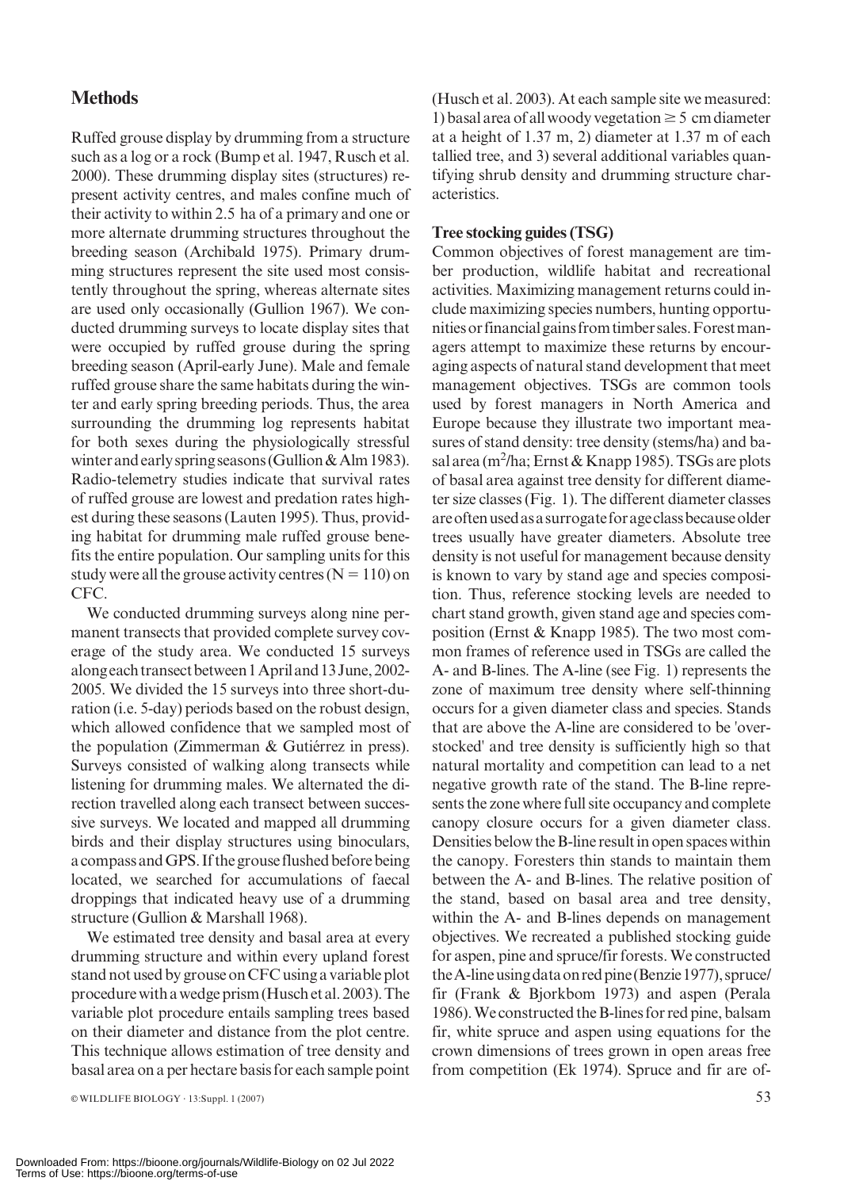## Methods

Ruffed grouse display by drumming from a structure such as a log or a rock (Bump et al. 1947, Rusch et al. 2000). These drumming display sites (structures) represent activity centres, and males confine much of their activity to within 2.5 ha of a primary and one or more alternate drumming structures throughout the breeding season (Archibald 1975). Primary drumming structures represent the site used most consistently throughout the spring, whereas alternate sites are used only occasionally (Gullion 1967). We conducted drumming surveys to locate display sites that were occupied by ruffed grouse during the spring breeding season (April-early June). Male and female ruffed grouse share the same habitats during the winter and early spring breeding periods. Thus, the area surrounding the drumming log represents habitat for both sexes during the physiologically stressful winter and early spring seasons (Gullion & Alm 1983). Radio-telemetry studies indicate that survival rates of ruffed grouse are lowest and predation rates highest during these seasons (Lauten 1995). Thus, providing habitat for drumming male ruffed grouse benefits the entire population. Our sampling units for this study were all the grouse activity centres (N = 110) on CFC.

We conducted drumming surveys along nine permanent transects that provided complete survey coverage of the study area. We conducted 15 surveys along each transect between 1 April and 13 June, 2002-2005. We divided the 15 surveys into three short-duration (i.e. 5-day) periods based on the robust design, which allowed confidence that we sampled most of the population (Zimmerman & Gutiérrez in press). Surveys consisted of walking along transects while listening for drumming males. We alternated the direction travelled along each transect between successive surveys. We located and mapped all drumming birds and their display structures using binoculars, a compass and GPS. If the grouse flushed before being located, we searched for accumulations of faecal droppings that indicated heavy use of a drumming structure (Gullion & Marshall 1968).

We estimated tree density and basal area at every drumming structure and within every upland forest stand not used by grouse on CFC using a variable plot procedure with a wedge prism (Husch et al. 2003). The variable plot procedure entails sampling trees based on their diameter and distance from the plot centre. This technique allows estimation of tree density and basal area on a per hectare basis for each sample point (Husch et al. 2003). At each sample site we measured: 1) basal area of all woody vegetation ≥ 5 cm diameter at a height of 1.37 m, 2) diameter at 1.37 m of each tallied tree, and 3) several additional variables quantifying shrub density and drumming structure characteristics.

### Tree stocking guides (TSG)

Common objectives of forest management are timber production, wildlife habitat and recreational activities. Maximizing management returns could include maximizing species numbers, hunting opportunities or financial gains from timber sales. Forest managers attempt to maximize these returns by encouraging aspects of natural stand development that meet management objectives. TSGs are common tools used by forest managers in North America and Europe because they illustrate two important measures of stand density: tree density (stems/ha) and basal area ($m^2$/ha; Ernst & Knapp 1985). TSGs are plots of basal area against tree density for different diameter size classes (Fig. 1). The different diameter classes are often used as a surrogate for age class because older trees usually have greater diameters. Absolute tree density is not useful for management because density is known to vary by stand age and species composition. Thus, reference stocking levels are needed to chart stand growth, given stand age and species composition (Ernst & Knapp 1985). The two most common frames of reference used in TSGs are called the A- and B-lines. The A-line (see Fig. 1) represents the zone of maximum tree density where self-thinning occurs for a given diameter class and species. Stands that are above the A-line are considered to be 'overstocked' and tree density is sufficiently high so that natural mortality and competition can lead to a net negative growth rate of the stand. The B-line represents the zone where full site occupancy and complete canopy closure occurs for a given diameter class. Densities below the B-line result in open spaces within the canopy. Foresters thin stands to maintain them between the A- and B-lines. The relative position of the stand, based on basal area and tree density, within the A- and B-lines depends on management objectives. We recreated a published stocking guide for aspen, pine and spruce/fir forests. We constructed the A-line using data on red pine (Benzie 1977), spruce/fir (Frank & Bjorkbom 1973) and aspen (Perala 1986). We constructed the B-lines for red pine, balsam fir, white spruce and aspen using equations for the crown dimensions of trees grown in open areas free from competition (Ek 1974). Spruce and fir are of-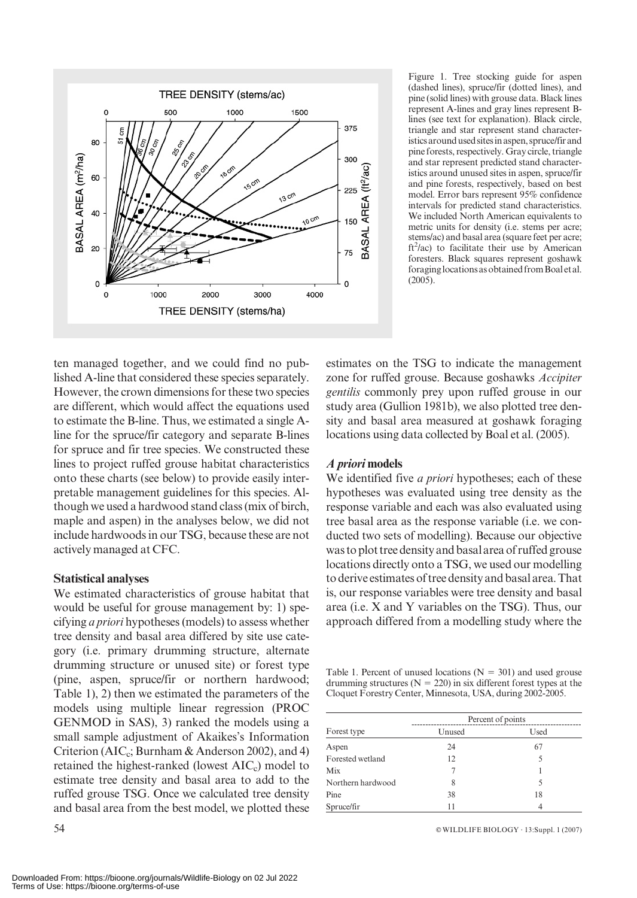Figure 1. Tree stocking guide for aspen (dashed lines), spruce/fir (dotted lines), and pine (solid lines) with grouse data. Black lines represent A-lines and gray lines represent B-lines (see text for explanation). Black circle, triangle and star represent stand characteristics around used sites in aspen, spruce/fir and pine forests, respectively. Gray circle, triangle and star represent predicted stand characteristics around unused sites in aspen, spruce/fir and pine forests, respectively, based on best model. Error bars represent 95% confidence intervals for predicted stand characteristics. We included North American equivalents to metric units for density (i.e. stems per acre; stems/ac) and basal area (square feet per acre; $ft^2$/ac) to facilitate their use by American foresters. Black squares represent goshawk foraging locations as obtained from Boal et al. (2005).

ten managed together, and we could find no published A-line that considered these species separately. However, the crown dimensions for these two species are different, which would affect the equations used to estimate the B-line. Thus, we estimated a single A-line for the spruce/fir category and separate B-lines for spruce and fir tree species. We constructed these lines to project ruffed grouse habitat characteristics onto these charts (see below) to provide easily interpretable management guidelines for this species. Although we used a hardwood stand class (mix of birch, maple and aspen) in the analyses below, we did not include hardwoods in our TSG, because these are not actively managed at CFC.

### Statistical analyses

We estimated characteristics of grouse habitat that would be useful for grouse management by: 1) specifying *a priori* hypotheses (models) to assess whether tree density and basal area differed by site use category (i.e. primary drumming structure, alternate drumming structure or unused site) or forest type (pine, aspen, spruce/fir or northern hardwood; Table 1), 2) then we estimated the parameters of the models using multiple linear regression (PROC GENMOD in SAS), 3) ranked the models using a small sample adjustment of Akaikes's Information Criterion ($AIC_c$; Burnham & Anderson 2002), and 4) retained the highest-ranked (lowest $AIC_c$) model to estimate tree density and basal area to add to the ruffed grouse TSG. Once we calculated tree density and basal area from the best model, we plotted these estimates on the TSG to indicate the management zone for ruffed grouse. Because goshawks *Accipiter gentilis* commonly prey upon ruffed grouse in our study area (Gullion 1981b), we also plotted tree density and basal area measured at goshawk foraging locations using data collected by Boal et al. (2005).

### *A priori* models

We identified five *a priori* hypotheses; each of these hypotheses was evaluated using tree density as the response variable and each was also evaluated using tree basal area as the response variable (i.e. we conducted two sets of modelling). Because our objective was to plot tree density and basal area of ruffed grouse locations directly onto a TSG, we used our modelling to derive estimates of tree density and basal area. That is, our response variables were tree density and basal area (i.e. X and Y variables on the TSG). Thus, our approach differed from a modelling study where the

Table 1. Percent of unused locations (N = 301) and used grouse drumming structures (N = 220) in six different forest types at the Cloquet Forestry Center, Minnesota, USA, during 2002-2005.

| | Percent of points | |
|---|---|---|
| Forest type | Unused | Used |
| Aspen | 24 | 67 |
| Forested wetland | 12 | 5 |
| Mix | 7 | 1 |
| Northern hardwood | 8 | 5 |
| Pine | 38 | 18 |
| Spruce/fir | 11 | 4 |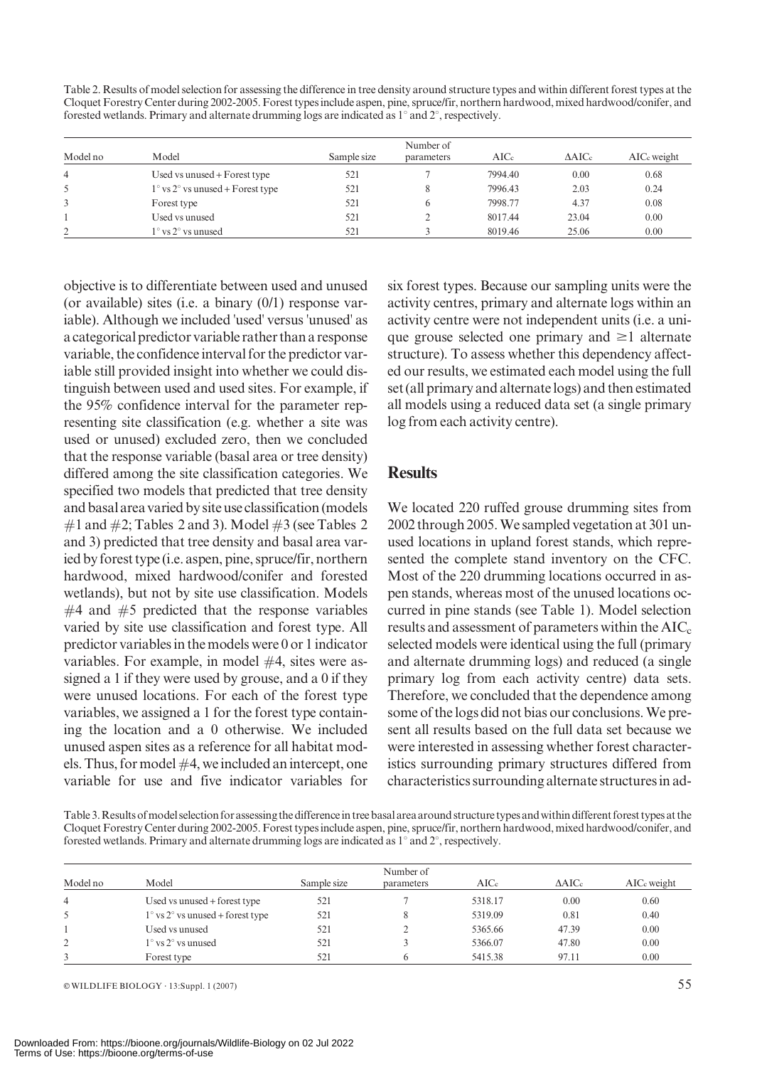Table 2. Results of model selection for assessing the difference in tree density around structure types and within different forest types at the Cloquet Forestry Center during 2002-2005. Forest types include aspen, pine, spruce/fir, northern hardwood, mixed hardwood/conifer, and forested wetlands. Primary and alternate drumming logs are indicated as 1° and 2°, respectively.

| Model no | Model | Sample size | Number of parameters | $AIC_c$ | $\Delta AIC_c$ | $AIC_c$ weight |
|---|---|---|---|---|---|---|
| 4 | Used vs unused + Forest type | 521 | 7 | 7994.40 | 0.00 | 0.68 |
| 5 | 1° vs 2° vs unused + Forest type | 521 | 8 | 7996.43 | 2.03 | 0.24 |
| 3 | Forest type | 521 | 6 | 7998.77 | 4.37 | 0.08 |
| 1 | Used vs unused | 521 | 2 | 8017.44 | 23.04 | 0.00 |
| 2 | 1° vs 2° vs unused | 521 | 3 | 8019.46 | 25.06 | 0.00 |

objective is to differentiate between used and unused (or available) sites (i.e. a binary (0/1) response variable). Although we included 'used' versus 'unused' as a categorical predictor variable rather than a response variable, the confidence interval for the predictor variable still provided insight into whether we could distinguish between used and used sites. For example, if the 95% confidence interval for the parameter representing site classification (e.g. whether a site was used or unused) excluded zero, then we concluded that the response variable (basal area or tree density) differed among the site classification categories. We specified two models that predicted that tree density and basal area varied by site use classification (models #1 and #2; Tables 2 and 3). Model #3 (see Tables 2 and 3) predicted that tree density and basal area varied by forest type (i.e. aspen, pine, spruce/fir, northern hardwood, mixed hardwood/conifer and forested wetlands), but not by site use classification. Models #4 and #5 predicted that the response variables varied by site use classification and forest type. All predictor variables in the models were 0 or 1 indicator variables. For example, in model #4, sites were assigned a 1 if they were used by grouse, and a 0 if they were unused locations. For each of the forest type variables, we assigned a 1 for the forest type containing the location and a 0 otherwise. We included unused aspen sites as a reference for all habitat models. Thus, for model #4, we included an intercept, one variable for use and five indicator variables for six forest types. Because our sampling units were the activity centres, primary and alternate logs within an activity centre were not independent units (i.e. a unique grouse selected one primary and ≥1 alternate structure). To assess whether this dependency affected our results, we estimated each model using the full set (all primary and alternate logs) and then estimated all models using a reduced data set (a single primary log from each activity centre).

## Results

We located 220 ruffed grouse drumming sites from 2002 through 2005. We sampled vegetation at 301 unused locations in upland forest stands, which represented the complete stand inventory on the CFC. Most of the 220 drumming locations occurred in aspen stands, whereas most of the unused locations occurred in pine stands (see Table 1). Model selection results and assessment of parameters within the $AIC_c$ selected models were identical using the full (primary and alternate drumming logs) and reduced (a single primary log from each activity centre) data sets. Therefore, we concluded that the dependence among some of the logs did not bias our conclusions. We present all results based on the full data set because we were interested in assessing whether forest characteristics surrounding primary structures differed from characteristics surrounding alternate structures in ad-

Table 3. Results of model selection for assessing the difference in tree basal area around structure types and within different forest types at the Cloquet Forestry Center during 2002-2005. Forest types include aspen, pine, spruce/fir, northern hardwood, mixed hardwood/conifer, and forested wetlands. Primary and alternate drumming logs are indicated as 1° and 2°, respectively.

| Model no | Model | Sample size | Number of parameters | $AIC_c$ | $\Delta AIC_c$ | $AIC_c$ weight |
|---|---|---|---|---|---|---|
| 4 | Used vs unused + forest type | 521 | 7 | 5318.17 | 0.00 | 0.60 |
| 5 | 1° vs 2° vs unused + forest type | 521 | 8 | 5319.09 | 0.81 | 0.40 |
| 1 | Used vs unused | 521 | 2 | 5365.66 | 47.39 | 0.00 |
| 2 | 1° vs 2° vs unused | 521 | 3 | 5366.07 | 47.80 | 0.00 |
| 3 | Forest type | 521 | 6 | 5415.38 | 97.11 | 0.00 |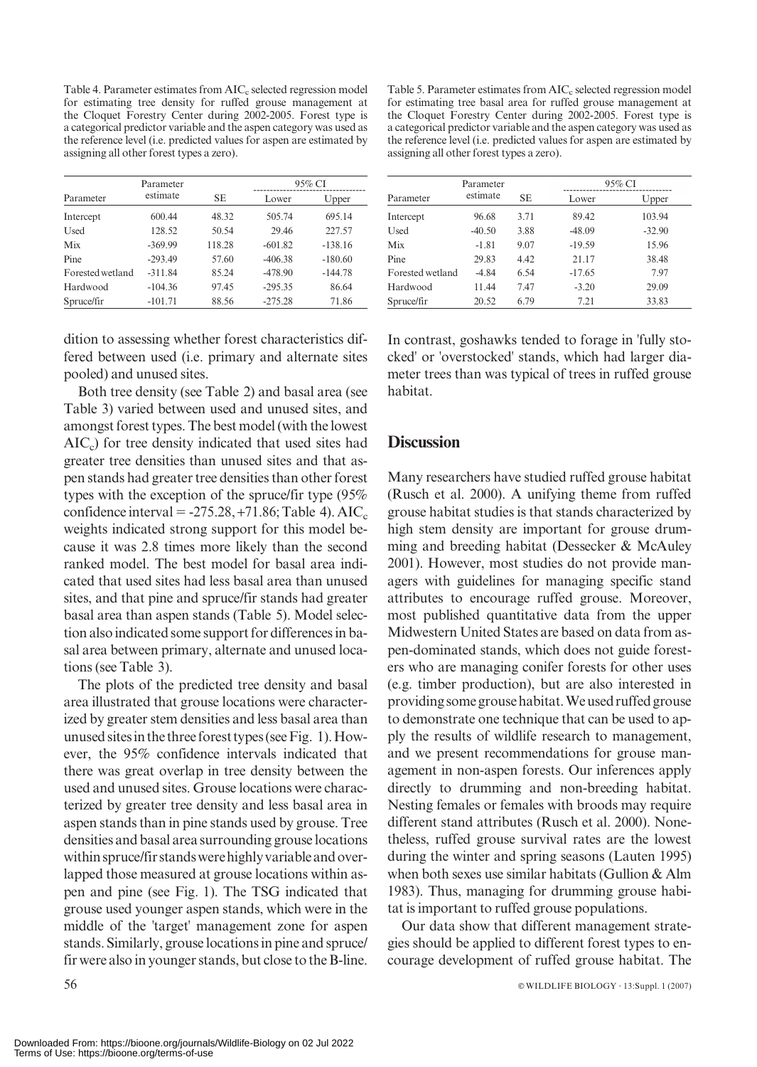Table 4. Parameter estimates from $AIC_c$ selected regression model for estimating tree density for ruffed grouse management at the Cloquet Forestry Center during 2002-2005. Forest type is a categorical predictor variable and the aspen category was used as the reference level (i.e. predicted values for aspen are estimated by assigning all other forest types a zero).

| Parameter | Parameter estimate | SE | 95% CI | |
|---|---|---|---|---|
| | | | Lower | Upper |
| Intercept | 600.44 | 48.32 | 505.74 | 695.14 |
| Used | 128.52 | 50.54 | 29.46 | 227.57 |
| Mix | -369.99 | 118.28 | -601.82 | -138.16 |
| Pine | -293.49 | 57.60 | -406.38 | -180.60 |
| Forested wetland | -311.84 | 85.24 | -478.90 | -144.78 |
| Hardwood | -104.36 | 97.45 | -295.35 | 86.64 |
| Spruce/fir | -101.71 | 88.56 | -275.28 | 71.86 |

Table 5. Parameter estimates from $AIC_c$ selected regression model for estimating tree basal area for ruffed grouse management at the Cloquet Forestry Center during 2002-2005. Forest type is a categorical predictor variable and the aspen category was used as the reference level (i.e. predicted values for aspen are estimated by assigning all other forest types a zero).

| Parameter | Parameter estimate | SE | 95% CI | |
|---|---|---|---|---|
| | | | Lower | Upper |
| Intercept | 96.68 | 3.71 | 89.42 | 103.94 |
| Used | -40.50 | 3.88 | -48.09 | -32.90 |
| Mix | -1.81 | 9.07 | -19.59 | 15.96 |
| Pine | 29.83 | 4.42 | 21.17 | 38.48 |
| Forested wetland | -4.84 | 6.54 | -17.65 | 7.97 |
| Hardwood | 11.44 | 7.47 | -3.20 | 29.09 |
| Spruce/fir | 20.52 | 6.79 | 7.21 | 33.83 |

dition to assessing whether forest characteristics differed between used (i.e. primary and alternate sites pooled) and unused sites.

Both tree density (see Table 2) and basal area (see Table 3) varied between used and unused sites, and amongst forest types. The best model (with the lowest $AIC_c$) for tree density indicated that used sites had greater tree densities than unused sites and that aspen stands had greater tree densities than other forest types with the exception of the spruce/fir type (95% confidence interval = -275.28, +71.86; Table 4). $AIC_c$ weights indicated strong support for this model because it was 2.8 times more likely than the second ranked model. The best model for basal area indicated that used sites had less basal area than unused sites, and that pine and spruce/fir stands had greater basal area than aspen stands (Table 5). Model selection also indicated some support for differences in basal area between primary, alternate and unused locations (see Table 3).

The plots of the predicted tree density and basal area illustrated that grouse locations were characterized by greater stem densities and less basal area than unused sites in the three forest types (see Fig. 1). However, the 95% confidence intervals indicated that there was great overlap in tree density between the used and unused sites. Grouse locations were characterized by greater tree density and less basal area in aspen stands than in pine stands used by grouse. Tree densities and basal area surrounding grouse locations within spruce/fir stands were highly variable and overlapped those measured at grouse locations within aspen and pine (see Fig. 1). The TSG indicated that grouse used younger aspen stands, which were in the middle of the 'target' management zone for aspen stands. Similarly, grouse locations in pine and spruce/fir were also in younger stands, but close to the B-line. In contrast, goshawks tended to forage in 'fully stocked' or 'overstocked' stands, which had larger diameter trees than was typical of trees in ruffed grouse habitat.

## Discussion

Many researchers have studied ruffed grouse habitat (Rusch et al. 2000). A unifying theme from ruffed grouse habitat studies is that stands characterized by high stem density are important for grouse drumming and breeding habitat (Dessecker & McAuley 2001). However, most studies do not provide managers with guidelines for managing specific stand attributes to encourage ruffed grouse. Moreover, most published quantitative data from the upper Midwestern United States are based on data from aspen-dominated stands, which does not guide foresters who are managing conifer forests for other uses (e.g. timber production), but are also interested in providing some grouse habitat. We used ruffed grouse to demonstrate one technique that can be used to apply the results of wildlife research to management, and we present recommendations for grouse management in non-aspen forests. Our inferences apply directly to drumming and non-breeding habitat. Nesting females or females with broods may require different stand attributes (Rusch et al. 2000). Nonetheless, ruffed grouse survival rates are the lowest during the winter and spring seasons (Lauten 1995) when both sexes use similar habitats (Gullion & Alm 1983). Thus, managing for drumming grouse habitat is important to ruffed grouse populations.

Our data show that different management strategies should be applied to different forest types to encourage development of ruffed grouse habitat. The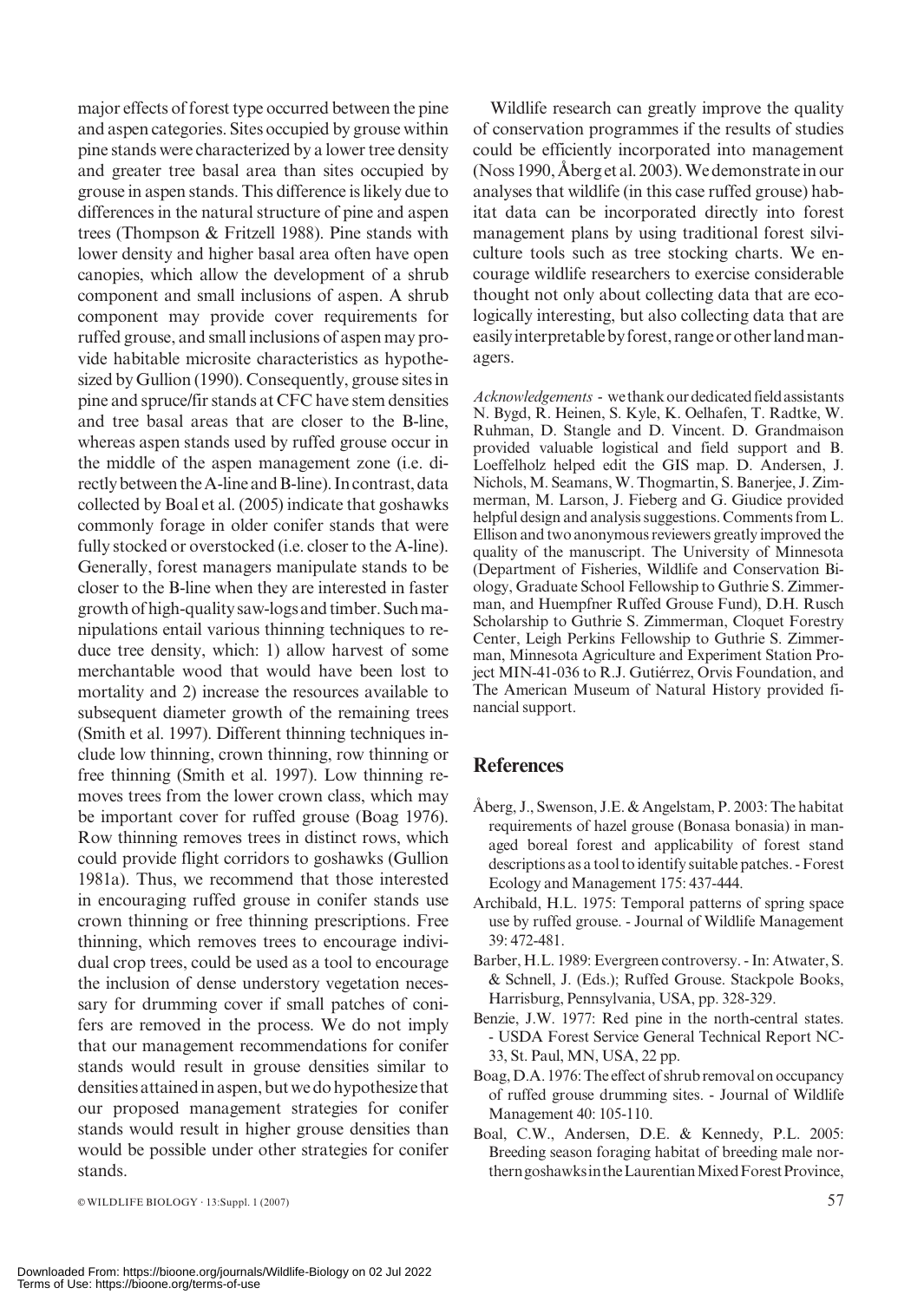major effects of forest type occurred between the pine and aspen categories. Sites occupied by grouse within pine stands were characterized by a lower tree density and greater tree basal area than sites occupied by grouse in aspen stands. This difference is likely due to differences in the natural structure of pine and aspen trees (Thompson & Fritzell 1988). Pine stands with lower density and higher basal area often have open canopies, which allow the development of a shrub component and small inclusions of aspen. A shrub component may provide cover requirements for ruffed grouse, and small inclusions of aspen may provide habitable microsite characteristics as hypothesized by Gullion (1990). Consequently, grouse sites in pine and spruce/fir stands at CFC have stem densities and tree basal areas that are closer to the B-line, whereas aspen stands used by ruffed grouse occur in the middle of the aspen management zone (i.e. directly between the A-line and B-line). In contrast, data collected by Boal et al. (2005) indicate that goshawks commonly forage in older conifer stands that were fully stocked or overstocked (i.e. closer to the A-line). Generally, forest managers manipulate stands to be closer to the B-line when they are interested in faster growth of high-quality saw-logs and timber. Such manipulations entail various thinning techniques to reduce tree density, which: 1) allow harvest of some merchantable wood that would have been lost to mortality and 2) increase the resources available to subsequent diameter growth of the remaining trees (Smith et al. 1997). Different thinning techniques include low thinning, crown thinning, row thinning or free thinning (Smith et al. 1997). Low thinning removes trees from the lower crown class, which may be important cover for ruffed grouse (Boag 1976). Row thinning removes trees in distinct rows, which could provide flight corridors to goshawks (Gullion 1981a). Thus, we recommend that those interested in encouraging ruffed grouse in conifer stands use crown thinning or free thinning prescriptions. Free thinning, which removes trees to encourage individual crop trees, could be used as a tool to encourage the inclusion of dense understory vegetation necessary for drumming cover if small patches of conifers are removed in the process. We do not imply that our management recommendations for conifer stands would result in grouse densities similar to densities attained in aspen, but we do hypothesize that our proposed management strategies for conifer stands would result in higher grouse densities than would be possible under other strategies for conifer stands.

Wildlife research can greatly improve the quality of conservation programmes if the results of studies could be efficiently incorporated into management (Noss 1990, Åberg et al. 2003). We demonstrate in our analyses that wildlife (in this case ruffed grouse) habitat data can be incorporated directly into forest management plans by using traditional forest silviculture tools such as tree stocking charts. We encourage wildlife researchers to exercise considerable thought not only about collecting data that are ecologically interesting, but also collecting data that are easily interpretable by forest, range or other land managers.

*Acknowledgements* - we thank our dedicated field assistants N. Bygd, R. Heinen, S. Kyle, K. Oelhafen, T. Radtke, W. Ruhman, D. Stangle and D. Vincent. D. Grandmaison provided valuable logistical and field support and B. Loeffelholz helped edit the GIS map. D. Andersen, J. Nichols, M. Seamans, W. Thogmartin, S. Banerjee, J. Zimmerman, M. Larson, J. Fieberg and G. Giudice provided helpful design and analysis suggestions. Comments from L. Ellison and two anonymous reviewers greatly improved the quality of the manuscript. The University of Minnesota (Department of Fisheries, Wildlife and Conservation Biology, Graduate School Fellowship to Guthrie S. Zimmerman, and Huempfner Ruffed Grouse Fund), D.H. Rusch Scholarship to Guthrie S. Zimmerman, Cloquet Forestry Center, Leigh Perkins Fellowship to Guthrie S. Zimmerman, Minnesota Agriculture and Experiment Station Project MIN-41-036 to R.J. Gutiérrez, Orvis Foundation, and The American Museum of Natural History provided financial support.

## References

Åberg, J., Swenson, J.E. & Angelstam, P. 2003: The habitat requirements of hazel grouse (Bonasa bonasia) in managed boreal forest and applicability of forest stand descriptions as a tool to identify suitable patches. - Forest Ecology and Management 175: 437-444.

Archibald, H.L. 1975: Temporal patterns of spring space use by ruffed grouse. - Journal of Wildlife Management 39: 472-481.

Barber, H.L. 1989: Evergreen controversy. - In: Atwater, S. & Schnell, J. (Eds.); Ruffed Grouse. Stackpole Books, Harrisburg, Pennsylvania, USA, pp. 328-329.

Benzie, J.W. 1977: Red pine in the north-central states. - USDA Forest Service General Technical Report NC-33, St. Paul, MN, USA, 22 pp.

Boag, D.A. 1976: The effect of shrub removal on occupancy of ruffed grouse drumming sites. - Journal of Wildlife Management 40: 105-110.

Boal, C.W., Andersen, D.E. & Kennedy, P.L. 2005: Breeding season foraging habitat of breeding male northern goshawks in the Laurentian Mixed Forest Province,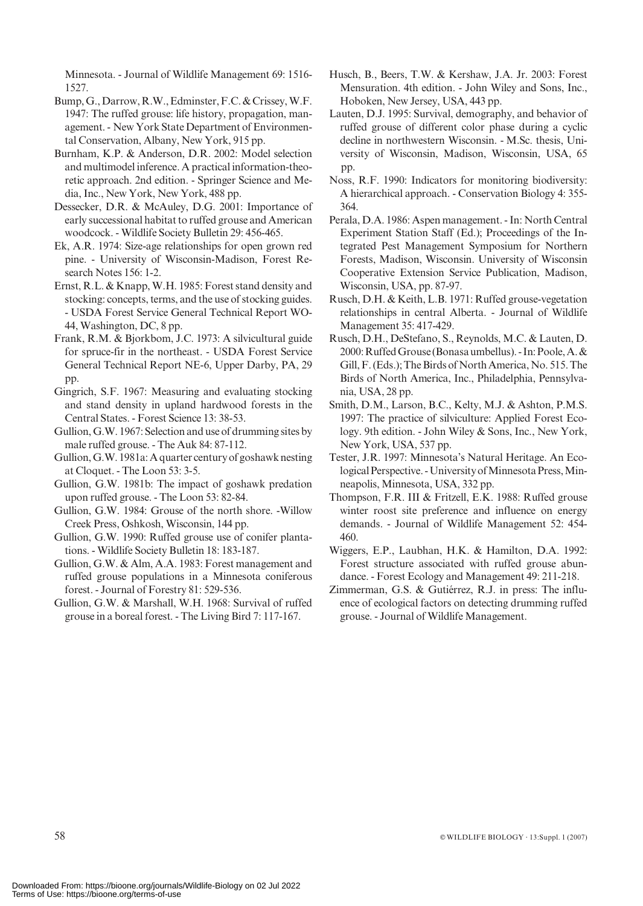Minnesota. - Journal of Wildlife Management 69: 1516-1527.

Bump, G., Darrow, R.W., Edminster, F.C. & Crissey, W.F. 1947: The ruffed grouse: life history, propagation, management. - New York State Department of Environmental Conservation, Albany, New York, 915 pp.

Burnham, K.P. & Anderson, D.R. 2002: Model selection and multimodel inference. A practical information-theoretic approach. 2nd edition. - Springer Science and Media, Inc., New York, New York, 488 pp.

Dessecker, D.R. & McAuley, D.G. 2001: Importance of early successional habitat to ruffed grouse and American woodcock. - Wildlife Society Bulletin 29: 456-465.

Ek, A.R. 1974: Size-age relationships for open grown red pine. - University of Wisconsin-Madison, Forest Research Notes 156: 1-2.

Ernst, R.L. & Knapp, W.H. 1985: Forest stand density and stocking: concepts, terms, and the use of stocking guides. - USDA Forest Service General Technical Report WO-44, Washington, DC, 8 pp.

Frank, R.M. & Bjorkbom, J.C. 1973: A silvicultural guide for spruce-fir in the northeast. - USDA Forest Service General Technical Report NE-6, Upper Darby, PA, 29 pp.

Gingrich, S.F. 1967: Measuring and evaluating stocking and stand density in upland hardwood forests in the Central States. - Forest Science 13: 38-53.

Gullion, G.W. 1967: Selection and use of drumming sites by male ruffed grouse. - The Auk 84: 87-112.

Gullion, G.W. 1981a: A quarter century of goshawk nesting at Cloquet. - The Loon 53: 3-5.

Gullion, G.W. 1981b: The impact of goshawk predation upon ruffed grouse. - The Loon 53: 82-84.

Gullion, G.W. 1984: Grouse of the north shore. -Willow Creek Press, Oshkosh, Wisconsin, 144 pp.

Gullion, G.W. 1990: Ruffed grouse use of conifer plantations. - Wildlife Society Bulletin 18: 183-187.

Gullion, G.W. & Alm, A.A. 1983: Forest management and ruffed grouse populations in a Minnesota coniferous forest. - Journal of Forestry 81: 529-536.

Gullion, G.W. & Marshall, W.H. 1968: Survival of ruffed grouse in a boreal forest. - The Living Bird 7: 117-167.

Husch, B., Beers, T.W. & Kershaw, J.A. Jr. 2003: Forest Mensuration. 4th edition. - John Wiley and Sons, Inc., Hoboken, New Jersey, USA, 443 pp.

Lauten, D.J. 1995: Survival, demography, and behavior of ruffed grouse of different color phase during a cyclic decline in northwestern Wisconsin. - M.Sc. thesis, University of Wisconsin, Madison, Wisconsin, USA, 65 pp.

Noss, R.F. 1990: Indicators for monitoring biodiversity: A hierarchical approach. - Conservation Biology 4: 355-364.

Perala, D.A. 1986: Aspen management. - In: North Central Experiment Station Staff (Ed.); Proceedings of the Integrated Pest Management Symposium for Northern Forests, Madison, Wisconsin. University of Wisconsin Cooperative Extension Service Publication, Madison, Wisconsin, USA, pp. 87-97.

Rusch, D.H. & Keith, L.B. 1971: Ruffed grouse-vegetation relationships in central Alberta. - Journal of Wildlife Management 35: 417-429.

Rusch, D.H., DeStefano, S., Reynolds, M.C. & Lauten, D. 2000: Ruffed Grouse (Bonasa umbellus). - In: Poole, A. & Gill, F. (Eds.); The Birds of North America, No. 515. The Birds of North America, Inc., Philadelphia, Pennsylvania, USA, 28 pp.

Smith, D.M., Larson, B.C., Kelty, M.J. & Ashton, P.M.S. 1997: The practice of silviculture: Applied Forest Ecology. 9th edition. - John Wiley & Sons, Inc., New York, New York, USA, 537 pp.

Tester, J.R. 1997: Minnesota's Natural Heritage. An Ecological Perspective. - University of Minnesota Press, Minneapolis, Minnesota, USA, 332 pp.

Thompson, F.R. III & Fritzell, E.K. 1988: Ruffed grouse winter roost site preference and influence on energy demands. - Journal of Wildlife Management 52: 454-460.

Wiggers, E.P., Laubhan, H.K. & Hamilton, D.A. 1992: Forest structure associated with ruffed grouse abundance. - Forest Ecology and Management 49: 211-218.

Zimmerman, G.S. & Gutiérrez, R.J. in press: The influence of ecological factors on detecting drumming ruffed grouse. - Journal of Wildlife Management.